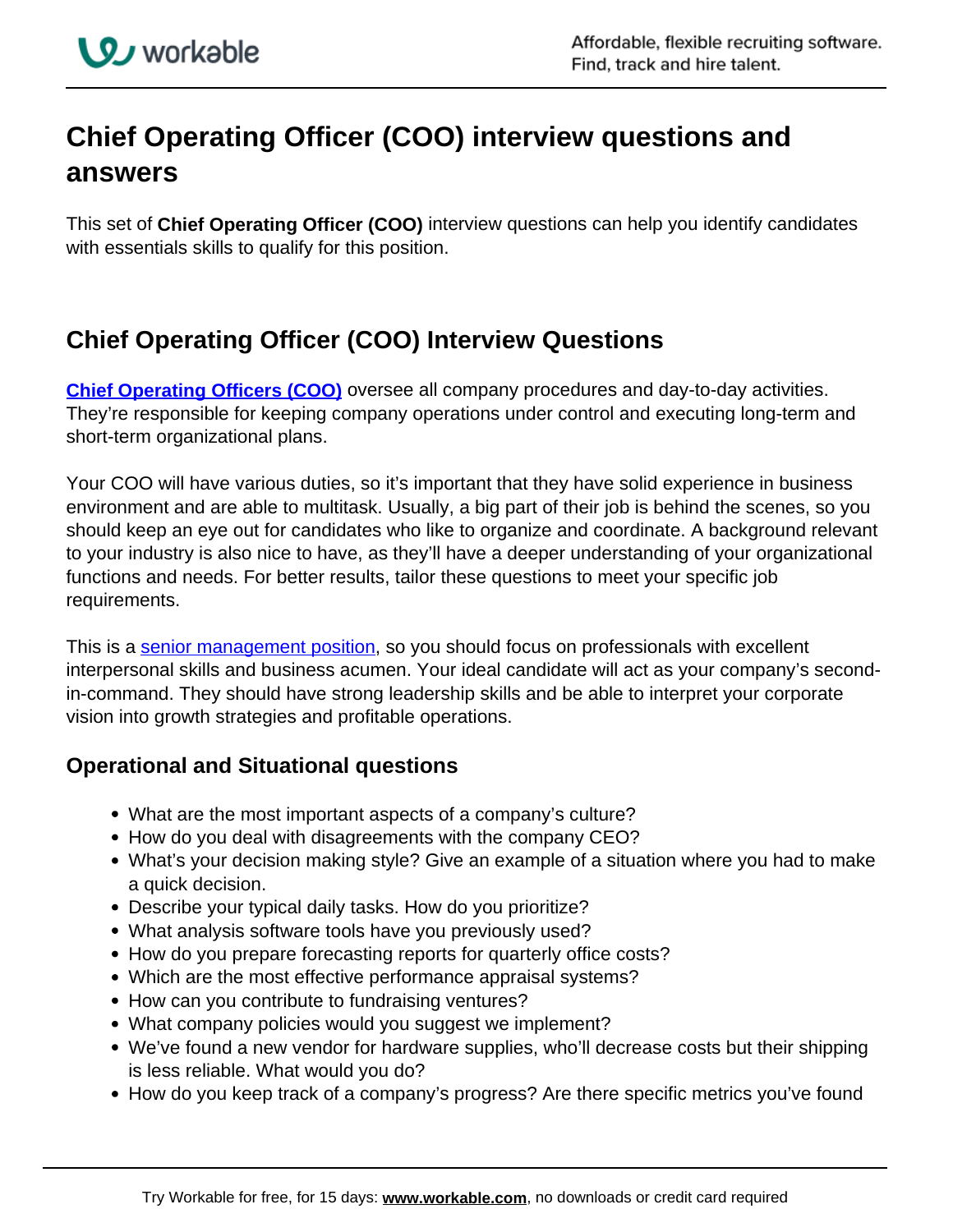# Chief Operating Officer (COO) interview questions and answers

This set of **Chief Operating Officer (COO)** interview questions can help you identify candidates with essentials skills to qualify for this position.

## Chief Operating Officer (COO) Interview Questions

**Chief Operating Officers (COO)** oversee all company procedures and day-to-day activities. They're responsible for keeping company operations under control and executing long-term and short-term organizational plans.

Your COO will have various duties, so it's important that they have solid experience in business environment and are able to multitask. Usually, a big part of their job is behind the scenes, so you should keep an eye out for candidates who like to organize and coordinate. A background relevant to your industry is also nice to have, as they'll have a deeper understanding of your organizational functions and needs. For better results, tailor these questions to meet your specific job requirements.

This is a senior management position, so you should focus on professionals with excellent interpersonal skills and business acumen. Your ideal candidate will act as your company's second-in-command. They should have strong leadership skills and be able to interpret your corporate vision into growth strategies and profitable operations.

### Operational and Situational questions

- What are the most important aspects of a company's culture?
- How do you deal with disagreements with the company CEO?
- What's your decision making style? Give an example of a situation where you had to make a quick decision.
- Describe your typical daily tasks. How do you prioritize?
- What analysis software tools have you previously used?
- How do you prepare forecasting reports for quarterly office costs?
- Which are the most effective performance appraisal systems?
- How can you contribute to fundraising ventures?
- What company policies would you suggest we implement?
- We've found a new vendor for hardware supplies, who'll decrease costs but their shipping is less reliable. What would you do?
- How do you keep track of a company's progress? Are there specific metrics you've found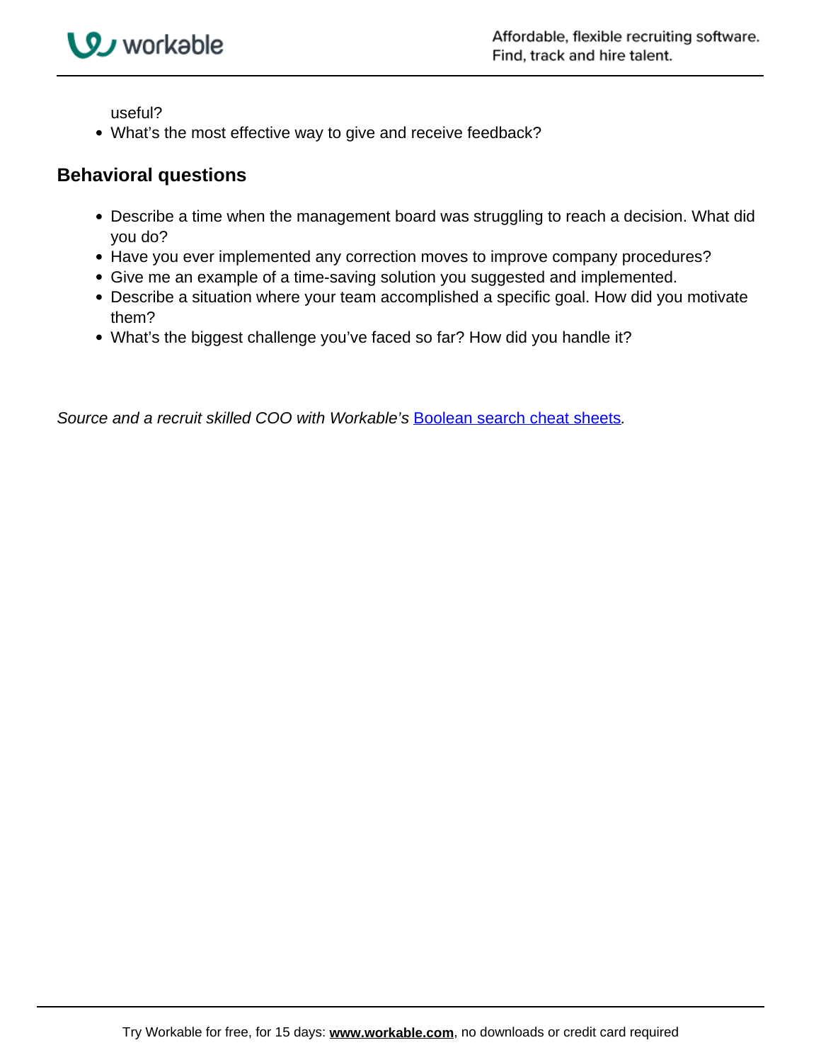useful?
- What’s the most effective way to give and receive feedback?

## Behavioral questions

- Describe a time when the management board was struggling to reach a decision. What did you do?
- Have you ever implemented any correction moves to improve company procedures?
- Give me an example of a time-saving solution you suggested and implemented.
- Describe a situation where your team accomplished a specific goal. How did you motivate them?
- What’s the biggest challenge you’ve faced so far? How did you handle it?

*Source and a recruit skilled COO with Workable’s* [Boolean search cheat sheets](#)*.*